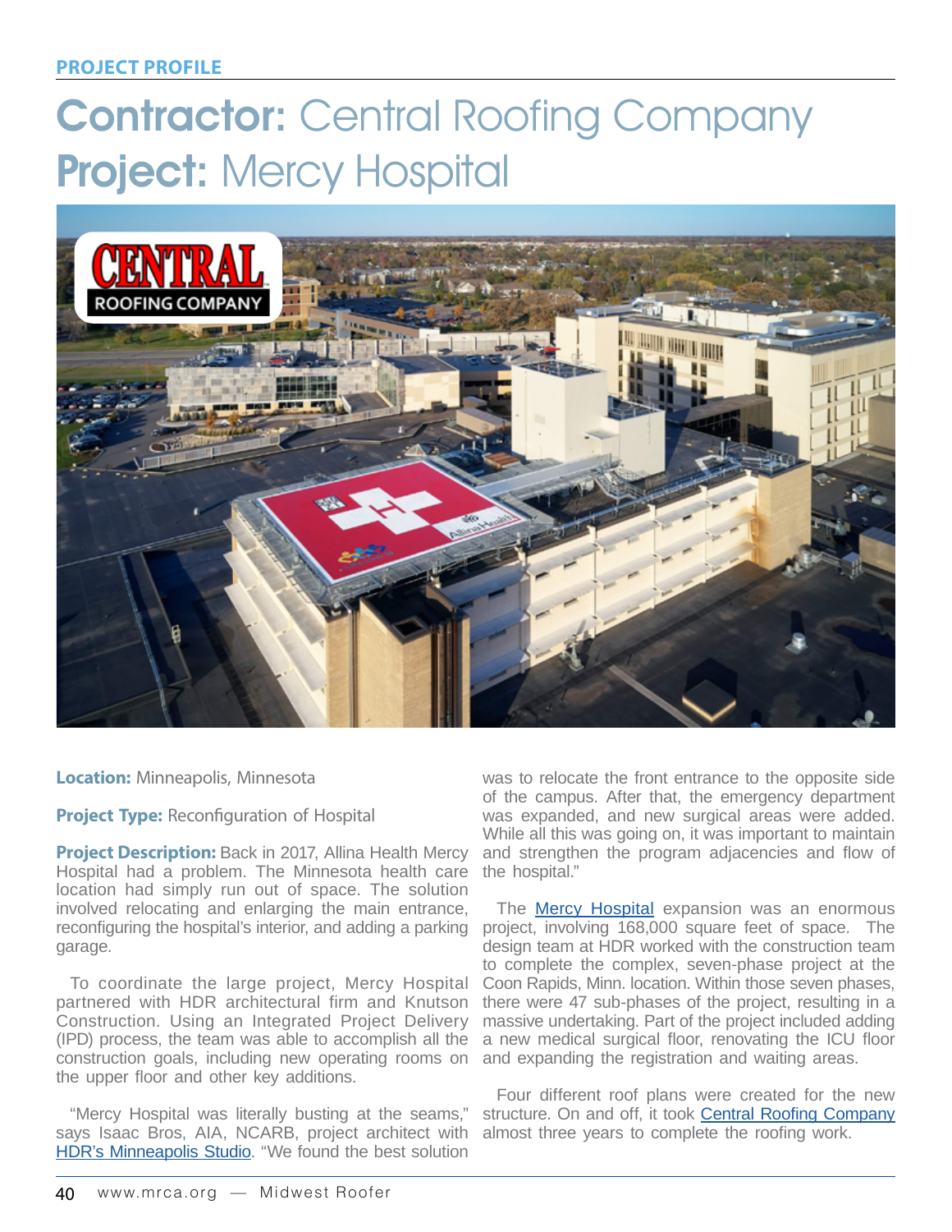PROJECT PROFILE

# Contractor: Central Roofing Company
# Project: Mercy Hospital

**Location:** Minneapolis, Minnesota

**Project Type:** Reconfiguration of Hospital

**Project Description:** Back in 2017, Allina Health Mercy Hospital had a problem. The Minnesota health care location had simply run out of space. The solution involved relocating and enlarging the main entrance, reconfiguring the hospital's interior, and adding a parking garage.

To coordinate the large project, Mercy Hospital partnered with HDR architectural firm and Knutson Construction. Using an Integrated Project Delivery (IPD) process, the team was able to accomplish all the construction goals, including new operating rooms on the upper floor and other key additions.

"Mercy Hospital was literally busting at the seams," says Isaac Bros, AIA, NCARB, project architect with HDR's Minneapolis Studio. "We found the best solution was to relocate the front entrance to the opposite side of the campus. After that, the emergency department was expanded, and new surgical areas were added. While all this was going on, it was important to maintain and strengthen the program adjacencies and flow of the hospital."

The Mercy Hospital expansion was an enormous project, involving 168,000 square feet of space. The design team at HDR worked with the construction team to complete the complex, seven-phase project at the Coon Rapids, Minn. location. Within those seven phases, there were 47 sub-phases of the project, resulting in a massive undertaking. Part of the project included adding a new medical surgical floor, renovating the ICU floor and expanding the registration and waiting areas.

Four different roof plans were created for the new structure. On and off, it took Central Roofing Company almost three years to complete the roofing work.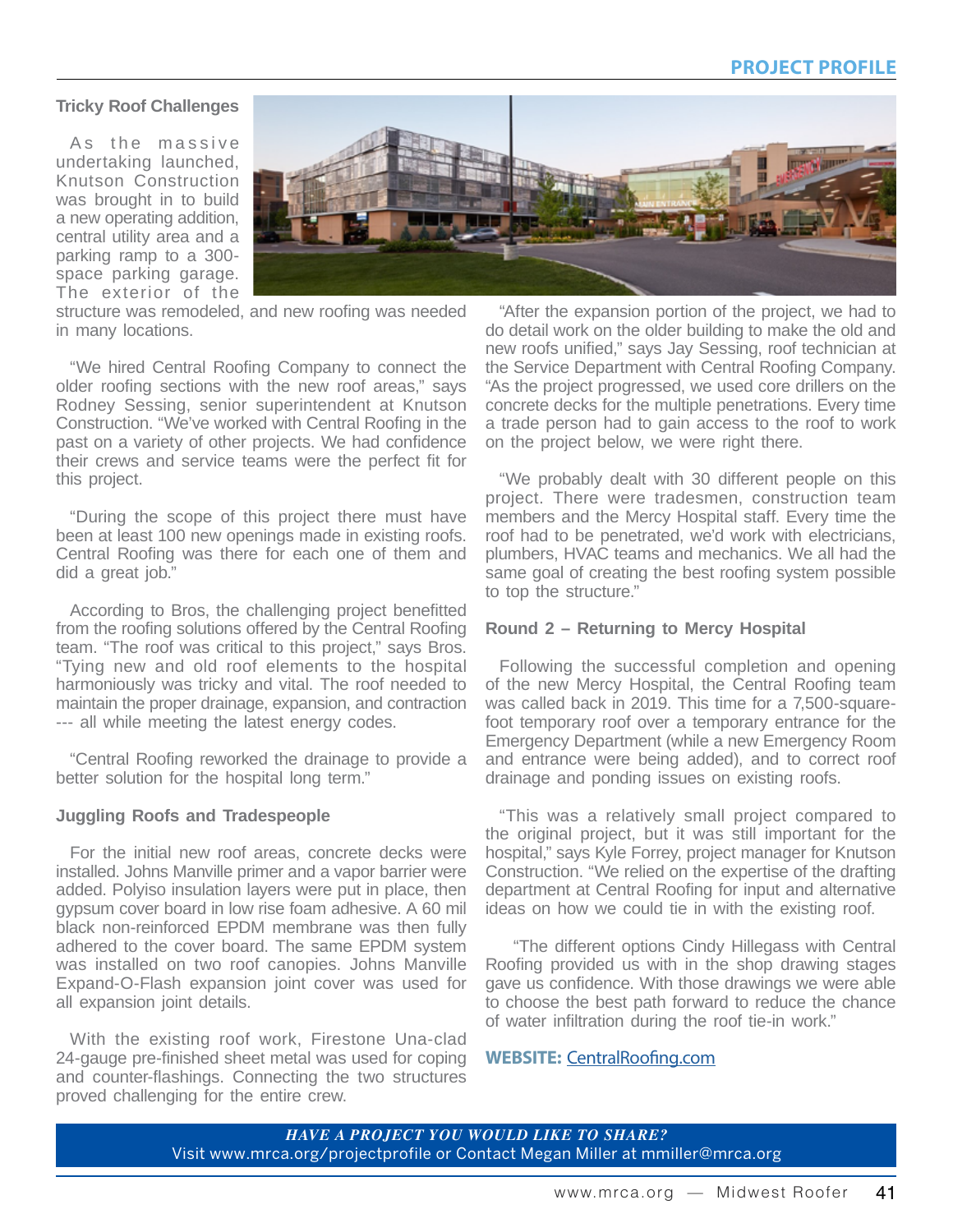### Tricky Roof Challenges

As the massive undertaking launched, Knutson Construction was brought in to build a new operating addition, central utility area and a parking ramp to a 300-space parking garage. The exterior of the structure was remodeled, and new roofing was needed in many locations.

"We hired Central Roofing Company to connect the older roofing sections with the new roof areas," says Rodney Sessing, senior superintendent at Knutson Construction. "We've worked with Central Roofing in the past on a variety of other projects. We had confidence their crews and service teams were the perfect fit for this project.

"During the scope of this project there must have been at least 100 new openings made in existing roofs. Central Roofing was there for each one of them and did a great job."

According to Bros, the challenging project benefitted from the roofing solutions offered by the Central Roofing team. "The roof was critical to this project," says Bros. "Tying new and old roof elements to the hospital harmoniously was tricky and vital. The roof needed to maintain the proper drainage, expansion, and contraction --- all while meeting the latest energy codes.

"Central Roofing reworked the drainage to provide a better solution for the hospital long term."

### Juggling Roofs and Tradespeople

For the initial new roof areas, concrete decks were installed. Johns Manville primer and a vapor barrier were added. Polyiso insulation layers were put in place, then gypsum cover board in low rise foam adhesive. A 60 mil black non-reinforced EPDM membrane was then fully adhered to the cover board. The same EPDM system was installed on two roof canopies. Johns Manville Expand-O-Flash expansion joint cover was used for all expansion joint details.

With the existing roof work, Firestone Una-clad 24-gauge pre-finished sheet metal was used for coping and counter-flashings. Connecting the two structures proved challenging for the entire crew.

"After the expansion portion of the project, we had to do detail work on the older building to make the old and new roofs unified," says Jay Sessing, roof technician at the Service Department with Central Roofing Company. "As the project progressed, we used core drillers on the concrete decks for the multiple penetrations. Every time a trade person had to gain access to the roof to work on the project below, we were right there.

"We probably dealt with 30 different people on this project. There were tradesmen, construction team members and the Mercy Hospital staff. Every time the roof had to be penetrated, we'd work with electricians, plumbers, HVAC teams and mechanics. We all had the same goal of creating the best roofing system possible to top the structure."

### Round 2 – Returning to Mercy Hospital

Following the successful completion and opening of the new Mercy Hospital, the Central Roofing team was called back in 2019. This time for a 7,500-square-foot temporary roof over a temporary entrance for the Emergency Department (while a new Emergency Room and entrance were being added), and to correct roof drainage and ponding issues on existing roofs.

"This was a relatively small project compared to the original project, but it was still important for the hospital," says Kyle Forrey, project manager for Knutson Construction. "We relied on the expertise of the drafting department at Central Roofing for input and alternative ideas on how we could tie in with the existing roof.

"The different options Cindy Hillegass with Central Roofing provided us with in the shop drawing stages gave us confidence. With those drawings we were able to choose the best path forward to reduce the chance of water infiltration during the roof tie-in work."

**WEBSITE:** CentralRoofing.com

***HAVE A PROJECT YOU WOULD LIKE TO SHARE?***
Visit www.mrca.org/projectprofile or Contact Megan Miller at mmiller@mrca.org